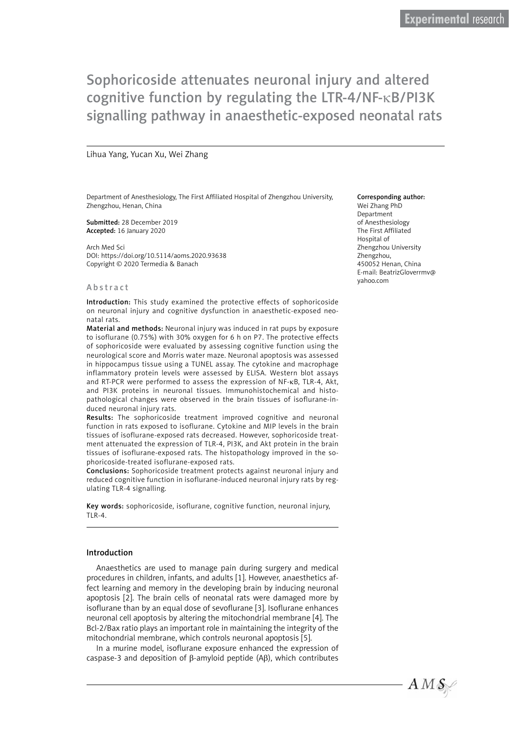Experimental research

# Sophoricoside attenuates neuronal injury and altered cognitive function by regulating the LTR-4/NF-κB/PI3K signalling pathway in anaesthetic-exposed neonatal rats

Lihua Yang, Yucan Xu, Wei Zhang

Department of Anesthesiology, The First Affiliated Hospital of Zhengzhou University, Zhengzhou, Henan, China

**Submitted:** 28 December 2019
**Accepted:** 16 January 2020

Arch Med Sci
DOI: https://doi.org/10.5114/aoms.2020.93638
Copyright © 2020 Termedia & Banach

**Corresponding author:**
Wei Zhang PhD
Department
of Anesthesiology
The First Affiliated
Hospital of
Zhengzhou University
Zhengzhou,
450052 Henan, China
E-mail: BeatrizGloverrmv@yahoo.com

## Abstract

**Introduction:** This study examined the protective effects of sophoricoside on neuronal injury and cognitive dysfunction in anaesthetic-exposed neonatal rats.

**Material and methods:** Neuronal injury was induced in rat pups by exposure to isoflurane (0.75%) with 30% oxygen for 6 h on P7. The protective effects of sophoricoside were evaluated by assessing cognitive function using the neurological score and Morris water maze. Neuronal apoptosis was assessed in hippocampus tissue using a TUNEL assay. The cytokine and macrophage inflammatory protein levels were assessed by ELISA. Western blot assays and RT-PCR were performed to assess the expression of NF-κB, TLR-4, Akt, and PI3K proteins in neuronal tissues. Immunohistochemical and histopathological changes were observed in the brain tissues of isoflurane-induced neuronal injury rats.

**Results:** The sophoricoside treatment improved cognitive and neuronal function in rats exposed to isoflurane. Cytokine and MIP levels in the brain tissues of isoflurane-exposed rats decreased. However, sophoricoside treatment attenuated the expression of TLR-4, PI3K, and Akt protein in the brain tissues of isoflurane-exposed rats. The histopathology improved in the sophoricoside-treated isoflurane-exposed rats.

**Conclusions:** Sophoricoside treatment protects against neuronal injury and reduced cognitive function in isoflurane-induced neuronal injury rats by regulating TLR-4 signalling.

**Key words:** sophoricoside, isoflurane, cognitive function, neuronal injury, TLR-4.

## Introduction

Anaesthetics are used to manage pain during surgery and medical procedures in children, infants, and adults [1]. However, anaesthetics affect learning and memory in the developing brain by inducing neuronal apoptosis [2]. The brain cells of neonatal rats were damaged more by isoflurane than by an equal dose of sevoflurane [3]. Isoflurane enhances neuronal cell apoptosis by altering the mitochondrial membrane [4]. The Bcl-2/Bax ratio plays an important role in maintaining the integrity of the mitochondrial membrane, which controls neuronal apoptosis [5].

In a murine model, isoflurane exposure enhanced the expression of caspase-3 and deposition of β-amyloid peptide (Aβ), which contributes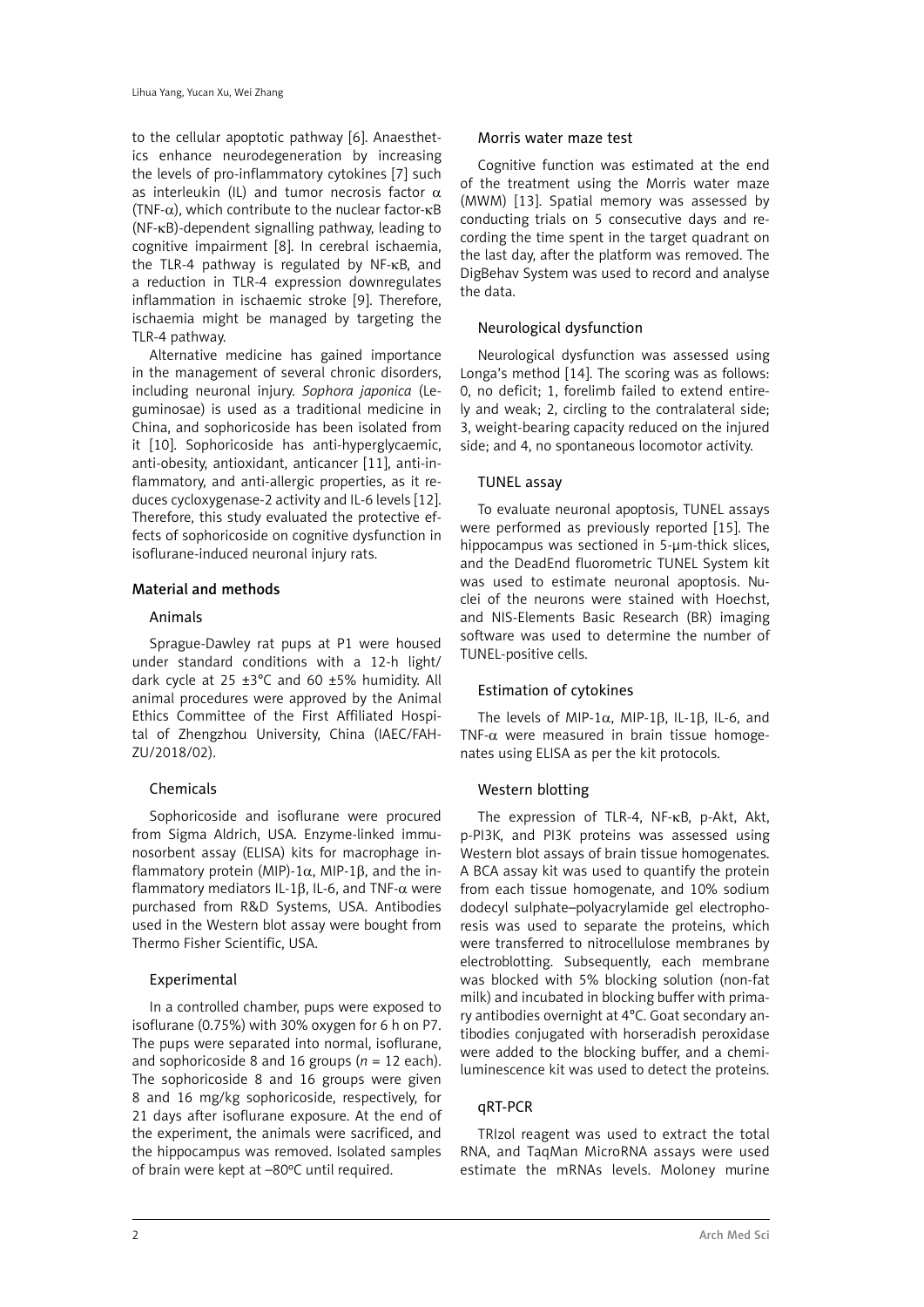to the cellular apoptotic pathway [6]. Anaesthetics enhance neurodegeneration by increasing the levels of pro-inflammatory cytokines [7] such as interleukin (IL) and tumor necrosis factor α (TNF-α), which contribute to the nuclear factor-κB (NF-κB)-dependent signalling pathway, leading to cognitive impairment [8]. In cerebral ischaemia, the TLR-4 pathway is regulated by NF-κB, and a reduction in TLR-4 expression downregulates inflammation in ischaemic stroke [9]. Therefore, ischaemia might be managed by targeting the TLR-4 pathway.

Alternative medicine has gained importance in the management of several chronic disorders, including neuronal injury. *Sophora japonica* (Leguminosae) is used as a traditional medicine in China, and sophoricoside has been isolated from it [10]. Sophoricoside has anti-hyperglycaemic, anti-obesity, antioxidant, anticancer [11], anti-inflammatory, and anti-allergic properties, as it reduces cyclooxygenase-2 activity and IL-6 levels [12]. Therefore, this study evaluated the protective effects of sophoricoside on cognitive dysfunction in isoflurane-induced neuronal injury rats.

## Material and methods

### Animals

Sprague-Dawley rat pups at P1 were housed under standard conditions with a 12-h light/dark cycle at 25 ±3°C and 60 ±5% humidity. All animal procedures were approved by the Animal Ethics Committee of the First Affiliated Hospital of Zhengzhou University, China (IAEC/FAH-ZU/2018/02).

### Chemicals

Sophoricoside and isoflurane were procured from Sigma Aldrich, USA. Enzyme-linked immunosorbent assay (ELISA) kits for macrophage inflammatory protein (MIP)-1α, MIP-1β, and the inflammatory mediators IL-1β, IL-6, and TNF-α were purchased from R&D Systems, USA. Antibodies used in the Western blot assay were bought from Thermo Fisher Scientific, USA.

### Experimental

In a controlled chamber, pups were exposed to isoflurane (0.75%) with 30% oxygen for 6 h on P7. The pups were separated into normal, isoflurane, and sophoricoside 8 and 16 groups ($n = 12$ each). The sophoricoside 8 and 16 groups were given 8 and 16 mg/kg sophoricoside, respectively, for 21 days after isoflurane exposure. At the end of the experiment, the animals were sacrificed, and the hippocampus was removed. Isolated samples of brain were kept at –80°C until required.

### Morris water maze test

Cognitive function was estimated at the end of the treatment using the Morris water maze (MWM) [13]. Spatial memory was assessed by conducting trials on 5 consecutive days and recording the time spent in the target quadrant on the last day, after the platform was removed. The DigBehav System was used to record and analyse the data.

### Neurological dysfunction

Neurological dysfunction was assessed using Longa's method [14]. The scoring was as follows: 0, no deficit; 1, forelimb failed to extend entirely and weak; 2, circling to the contralateral side; 3, weight-bearing capacity reduced on the injured side; and 4, no spontaneous locomotor activity.

### TUNEL assay

To evaluate neuronal apoptosis, TUNEL assays were performed as previously reported [15]. The hippocampus was sectioned in 5-µm-thick slices, and the DeadEnd fluorometric TUNEL System kit was used to estimate neuronal apoptosis. Nuclei of the neurons were stained with Hoechst, and NIS-Elements Basic Research (BR) imaging software was used to determine the number of TUNEL-positive cells.

### Estimation of cytokines

The levels of MIP-1α, MIP-1β, IL-1β, IL-6, and TNF-α were measured in brain tissue homogenates using ELISA as per the kit protocols.

### Western blotting

The expression of TLR-4, NF-κB, p-Akt, Akt, p-PI3K, and PI3K proteins was assessed using Western blot assays of brain tissue homogenates. A BCA assay kit was used to quantify the protein from each tissue homogenate, and 10% sodium dodecyl sulphate–polyacrylamide gel electrophoresis was used to separate the proteins, which were transferred to nitrocellulose membranes by electroblotting. Subsequently, each membrane was blocked with 5% blocking solution (non-fat milk) and incubated in blocking buffer with primary antibodies overnight at 4°C. Goat secondary antibodies conjugated with horseradish peroxidase were added to the blocking buffer, and a chemiluminescence kit was used to detect the proteins.

### qRT-PCR

TRIzol reagent was used to extract the total RNA, and TaqMan MicroRNA assays were used estimate the mRNAs levels. Moloney murine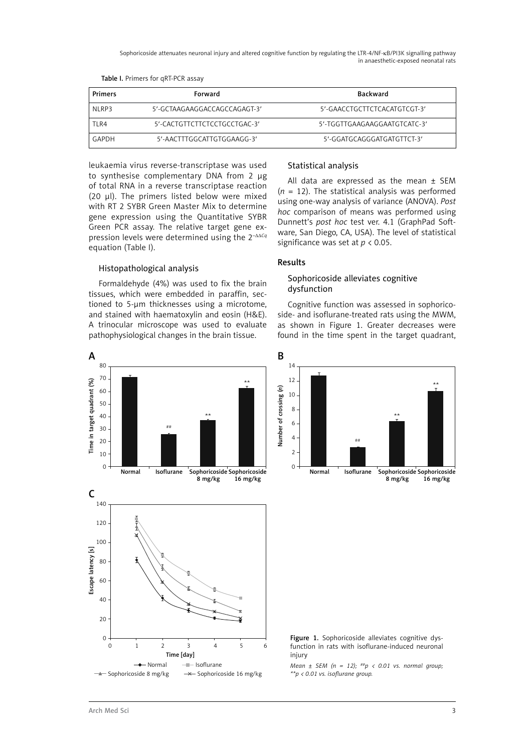Table I. Primers for qRT-PCR assay

| Primers | Forward | Backward |
|---|---|---|
| NLRP3 | 5′-GCTAAGAAGGACCAGCCAGAGT-3′ | 5′-GAACCTGCTTCTCACATGTCGT-3′ |
| TLR4 | 5′-CACTGTTCTTCTCCTGCCTGAC-3′ | 5′-TGGTTGAAGAAGGAATGTCATC-3′ |
| GAPDH | 5′-AACTTTGGCATTGTGGAAGG-3′ | 5′-GGATGCAGGGATGATGTTCT-3′ |

leukaemia virus reverse-transcriptase was used to synthesise complementary DNA from 2 µg of total RNA in a reverse transcriptase reaction (20 µl). The primers listed below were mixed with RT 2 SYBR Green Master Mix to determine gene expression using the Quantitative SYBR Green PCR assay. The relative target gene expression levels were determined using the $2^{-\Delta\Delta Cq}$ equation (Table I).

### Histopathological analysis

Formaldehyde (4%) was used to fix the brain tissues, which were embedded in paraffin, sectioned to 5-µm thicknesses using a microtome, and stained with haematoxylin and eosin (H&E). A trinocular microscope was used to evaluate pathophysiological changes in the brain tissue.

### Statistical analysis

All data are expressed as the mean ± SEM ($n$ = 12). The statistical analysis was performed using one-way analysis of variance (ANOVA). *Post hoc* comparison of means was performed using Dunnett's *post hoc* test ver. 4.1 (GraphPad Software, San Diego, CA, USA). The level of statistical significance was set at $p < 0.05$.

## Results

### Sophoricoside alleviates cognitive dysfunction

Cognitive function was assessed in sophoricoside- and isoflurane-treated rats using the MWM, as shown in Figure 1. Greater decreases were found in the time spent in the target quadrant,

Figure 1. Sophoricoside alleviates cognitive dysfunction in rats with isoflurane-induced neuronal injury

*Mean ± SEM (n = 12); ##p < 0.01 vs. normal group; **p < 0.01 vs. isoflurane group.*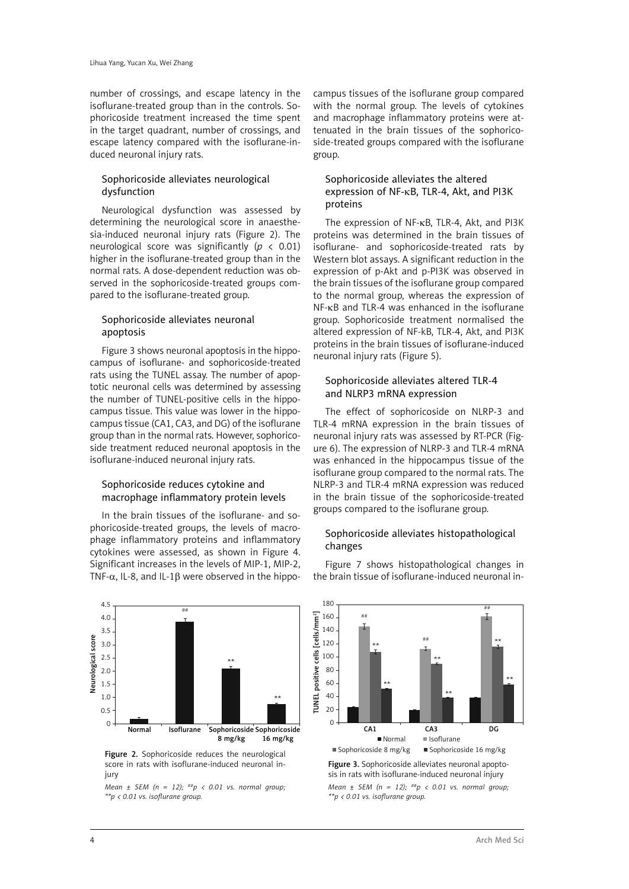number of crossings, and escape latency in the isoflurane-treated group than in the controls. Sophoricoside treatment increased the time spent in the target quadrant, number of crossings, and escape latency compared with the isoflurane-induced neuronal injury rats.

### Sophoricoside alleviates neurological dysfunction

Neurological dysfunction was assessed by determining the neurological score in anaesthesia-induced neuronal injury rats (Figure 2). The neurological score was significantly ($p < 0.01$) higher in the isoflurane-treated group than in the normal rats. A dose-dependent reduction was observed in the sophoricoside-treated groups compared to the isoflurane-treated group.

### Sophoricoside alleviates neuronal apoptosis

Figure 3 shows neuronal apoptosis in the hippocampus of isoflurane- and sophoricoside-treated rats using the TUNEL assay. The number of apoptotic neuronal cells was determined by assessing the number of TUNEL-positive cells in the hippocampus tissue. This value was lower in the hippocampus tissue (CA1, CA3, and DG) of the isoflurane group than in the normal rats. However, sophoricoside treatment reduced neuronal apoptosis in the isoflurane-induced neuronal injury rats.

### Sophoricoside reduces cytokine and macrophage inflammatory protein levels

In the brain tissues of the isoflurane- and sophoricoside-treated groups, the levels of macrophage inflammatory proteins and inflammatory cytokines were assessed, as shown in Figure 4. Significant increases in the levels of MIP-1, MIP-2, TNF-α, IL-8, and IL-1β were observed in the hippocampus tissues of the isoflurane group compared with the normal group. The levels of cytokines and macrophage inflammatory proteins were attenuated in the brain tissues of the sophoricoside-treated groups compared with the isoflurane group.

### Sophoricoside alleviates the altered expression of NF-κB, TLR-4, Akt, and PI3K proteins

The expression of NF-κB, TLR-4, Akt, and PI3K proteins was determined in the brain tissues of isoflurane- and sophoricoside-treated rats by Western blot assays. A significant reduction in the expression of p-Akt and p-PI3K was observed in the brain tissues of the isoflurane group compared to the normal group, whereas the expression of NF-κB and TLR-4 was enhanced in the isoflurane group. Sophoricoside treatment normalised the altered expression of NF-kB, TLR-4, Akt, and PI3K proteins in the brain tissues of isoflurane-induced neuronal injury rats (Figure 5).

### Sophoricoside alleviates altered TLR-4 and NLRP3 mRNA expression

The effect of sophoricoside on NLRP-3 and TLR-4 mRNA expression in the brain tissues of neuronal injury rats was assessed by RT-PCR (Figure 6). The expression of NLRP-3 and TLR-4 mRNA was enhanced in the hippocampus tissue of the isoflurane group compared to the normal rats. The NLRP-3 and TLR-4 mRNA expression was reduced in the brain tissue of the sophoricoside-treated groups compared to the isoflurane group.

### Sophoricoside alleviates histopathological changes

Figure 7 shows histopathological changes in the brain tissue of isoflurane-induced neuronal in-

**Figure 2.** Sophoricoside reduces the neurological score in rats with isoflurane-induced neuronal injury

*Mean ± SEM (n = 12); ##p < 0.01 vs. normal group; \*\*p < 0.01 vs. isoflurane group.*

**Figure 3.** Sophoricoside alleviates neuronal apoptosis in rats with isoflurane-induced neuronal injury

*Mean ± SEM (n = 12); ##p < 0.01 vs. normal group; \*\*p < 0.01 vs. isoflurane group.*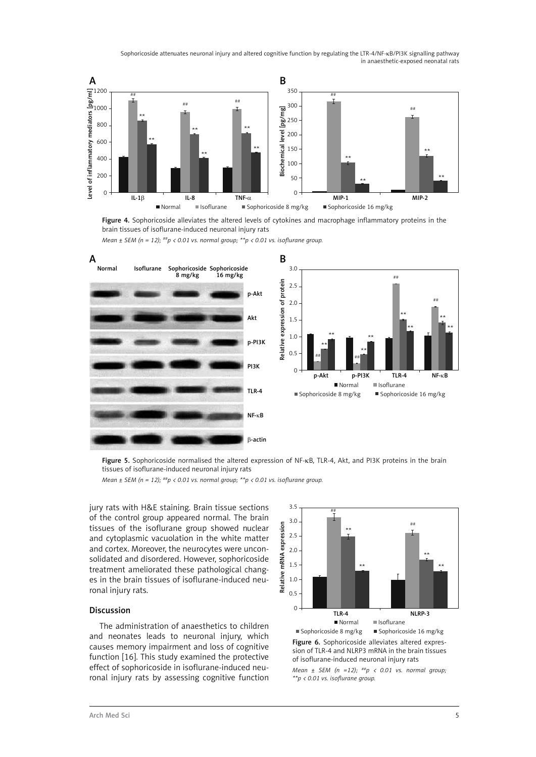Figure 4. Sophoricoside alleviates the altered levels of cytokines and macrophage inflammatory proteins in the brain tissues of isoflurane-induced neuronal injury rats

*Mean ± SEM (n = 12); ##p < 0.01 vs. normal group; **p < 0.01 vs. isoflurane group.*

Figure 5. Sophoricoside normalised the altered expression of NF-κB, TLR-4, Akt, and PI3K proteins in the brain tissues of isoflurane-induced neuronal injury rats

*Mean ± SEM (n = 12); ##p < 0.01 vs. normal group; **p < 0.01 vs. isoflurane group.*

jury rats with H&E staining. Brain tissue sections of the control group appeared normal. The brain tissues of the isoflurane group showed nuclear and cytoplasmic vacuolation in the white matter and cortex. Moreover, the neurocytes were unconsolidated and disordered. However, sophoricoside treatment ameliorated these pathological changes in the brain tissues of isoflurane-induced neuronal injury rats.

## Discussion

The administration of anaesthetics to children and neonates leads to neuronal injury, which causes memory impairment and loss of cognitive function [16]. This study examined the protective effect of sophoricoside in isoflurane-induced neuronal injury rats by assessing cognitive function

Figure 6. Sophoricoside alleviates altered expression of TLR-4 and NLRP3 mRNA in the brain tissues of isoflurane-induced neuronal injury rats

*Mean ± SEM (n =12); ##p < 0.01 vs. normal group; **p < 0.01 vs. isoflurane group.*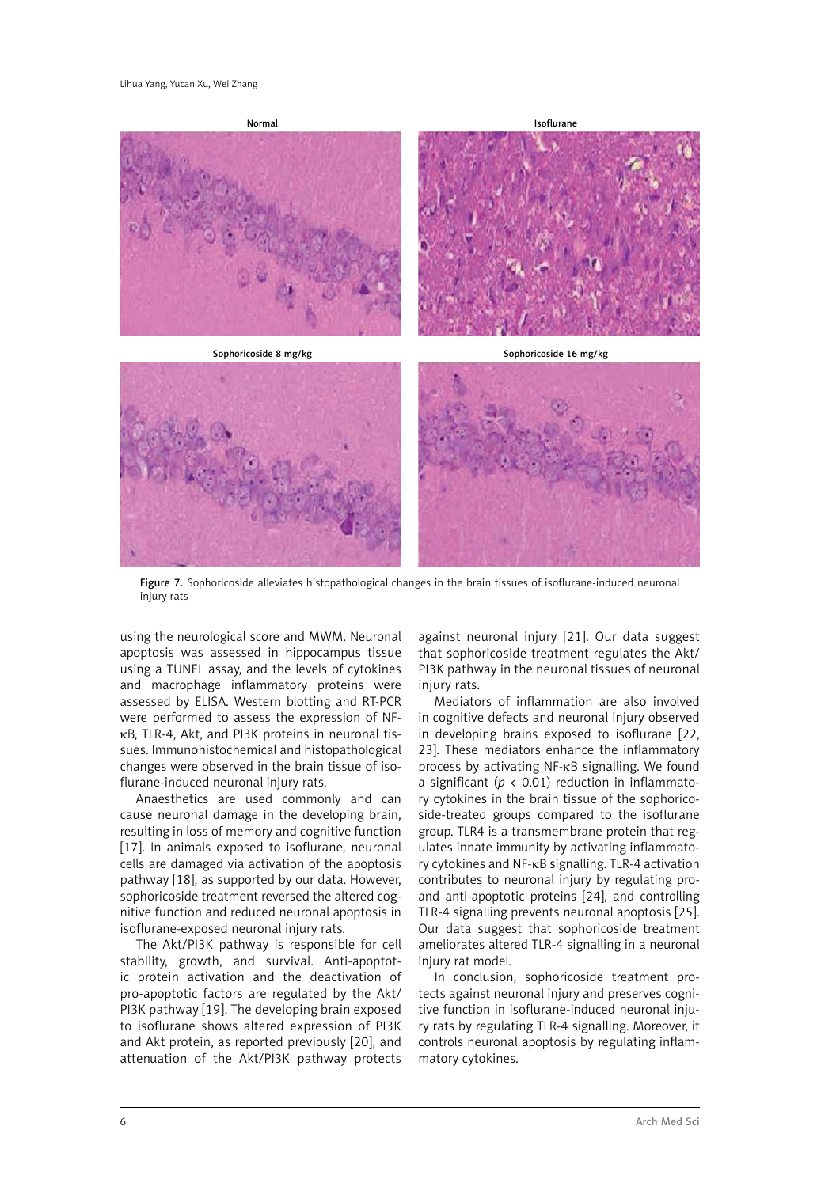Normal

Isoflurane

Sophoricoside 8 mg/kg

Sophoricoside 16 mg/kg

**Figure 7.** Sophoricoside alleviates histopathological changes in the brain tissues of isoflurane-induced neuronal injury rats

using the neurological score and MWM. Neuronal apoptosis was assessed in hippocampus tissue using a TUNEL assay, and the levels of cytokines and macrophage inflammatory proteins were assessed by ELISA. Western blotting and RT-PCR were performed to assess the expression of NF-κB, TLR-4, Akt, and PI3K proteins in neuronal tissues. Immunohistochemical and histopathological changes were observed in the brain tissue of isoflurane-induced neuronal injury rats.

Anaesthetics are used commonly and can cause neuronal damage in the developing brain, resulting in loss of memory and cognitive function [17]. In animals exposed to isoflurane, neuronal cells are damaged via activation of the apoptosis pathway [18], as supported by our data. However, sophoricoside treatment reversed the altered cognitive function and reduced neuronal apoptosis in isoflurane-exposed neuronal injury rats.

The Akt/PI3K pathway is responsible for cell stability, growth, and survival. Anti-apoptotic protein activation and the deactivation of pro-apoptotic factors are regulated by the Akt/PI3K pathway [19]. The developing brain exposed to isoflurane shows altered expression of PI3K and Akt protein, as reported previously [20], and attenuation of the Akt/PI3K pathway protects against neuronal injury [21]. Our data suggest that sophoricoside treatment regulates the Akt/PI3K pathway in the neuronal tissues of neuronal injury rats.

Mediators of inflammation are also involved in cognitive defects and neuronal injury observed in developing brains exposed to isoflurane [22, 23]. These mediators enhance the inflammatory process by activating NF-κB signalling. We found a significant ($p < 0.01$) reduction in inflammatory cytokines in the brain tissue of the sophoricoside-treated groups compared to the isoflurane group. TLR4 is a transmembrane protein that regulates innate immunity by activating inflammatory cytokines and NF-κB signalling. TLR-4 activation contributes to neuronal injury by regulating pro- and anti-apoptotic proteins [24], and controlling TLR-4 signalling prevents neuronal apoptosis [25]. Our data suggest that sophoricoside treatment ameliorates altered TLR-4 signalling in a neuronal injury rat model.

In conclusion, sophoricoside treatment protects against neuronal injury and preserves cognitive function in isoflurane-induced neuronal injury rats by regulating TLR-4 signalling. Moreover, it controls neuronal apoptosis by regulating inflammatory cytokines.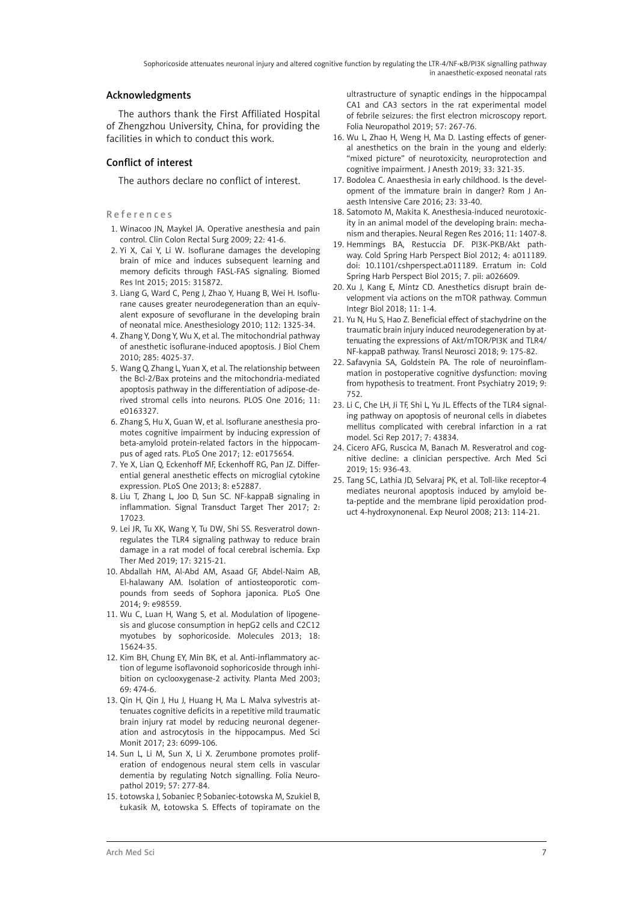## Acknowledgments

The authors thank the First Affiliated Hospital of Zhengzhou University, China, for providing the facilities in which to conduct this work.

## Conflict of interest

The authors declare no conflict of interest.

## References

1. Winacoo JN, Maykel JA. Operative anesthesia and pain control. Clin Colon Rectal Surg 2009; 22: 41-6.
2. Yi X, Cai Y, Li W. Isoflurane damages the developing brain of mice and induces subsequent learning and memory deficits through FASL-FAS signaling. Biomed Res Int 2015; 2015: 315872.
3. Liang G, Ward C, Peng J, Zhao Y, Huang B, Wei H. Isoflurane causes greater neurodegeneration than an equivalent exposure of sevoflurane in the developing brain of neonatal mice. Anesthesiology 2010; 112: 1325-34.
4. Zhang Y, Dong Y, Wu X, et al. The mitochondrial pathway of anesthetic isoflurane-induced apoptosis. J Biol Chem 2010; 285: 4025-37.
5. Wang Q, Zhang L, Yuan X, et al. The relationship between the Bcl-2/Bax proteins and the mitochondria-mediated apoptosis pathway in the differentiation of adipose-derived stromal cells into neurons. PLOS One 2016; 11: e0163327.
6. Zhang S, Hu X, Guan W, et al. Isoflurane anesthesia promotes cognitive impairment by inducing expression of beta-amyloid protein-related factors in the hippocampus of aged rats. PLoS One 2017; 12: e0175654.
7. Ye X, Lian Q, Eckenhoff MF, Eckenhoff RG, Pan JZ. Differential general anesthetic effects on microglial cytokine expression. PLoS One 2013; 8: e52887.
8. Liu T, Zhang L, Joo D, Sun SC. NF-kappaB signaling in inflammation. Signal Transduct Target Ther 2017; 2: 17023.
9. Lei JR, Tu XK, Wang Y, Tu DW, Shi SS. Resveratrol downregulates the TLR4 signaling pathway to reduce brain damage in a rat model of focal cerebral ischemia. Exp Ther Med 2019; 17: 3215-21.
10. Abdallah HM, Al-Abd AM, Asaad GF, Abdel-Naim AB, El-halawany AM. Isolation of antiosteoporotic compounds from seeds of Sophora japonica. PLoS One 2014; 9: e98559.
11. Wu C, Luan H, Wang S, et al. Modulation of lipogenesis and glucose consumption in hepG2 cells and C2C12 myotubes by sophoricoside. Molecules 2013; 18: 15624-35.
12. Kim BH, Chung EY, Min BK, et al. Anti-inflammatory action of legume isoflavonoid sophoricoside through inhibition on cyclooxygenase-2 activity. Planta Med 2003; 69: 474-6.
13. Qin H, Qin J, Hu J, Huang H, Ma L. Malva sylvestris attenuates cognitive deficits in a repetitive mild traumatic brain injury rat model by reducing neuronal degeneration and astrocytosis in the hippocampus. Med Sci Monit 2017; 23: 6099-106.
14. Sun L, Li M, Sun X, Li X. Zerumbone promotes proliferation of endogenous neural stem cells in vascular dementia by regulating Notch signalling. Folia Neuropathol 2019; 57: 277-84.
15. Łotowska J, Sobaniec P, Sobaniec-Łotowska M, Szukiel B, Łukasik M, Łotowska S. Effects of topiramate on the ultrastructure of synaptic endings in the hippocampal CA1 and CA3 sectors in the rat experimental model of febrile seizures: the first electron microscopy report. Folia Neuropathol 2019; 57: 267-76.
16. Wu L, Zhao H, Weng H, Ma D. Lasting effects of general anesthetics on the brain in the young and elderly: "mixed picture" of neurotoxicity, neuroprotection and cognitive impairment. J Anesth 2019; 33: 321-35.
17. Bodolea C. Anaesthesia in early childhood. Is the development of the immature brain in danger? Rom J Anaesth Intensive Care 2016; 23: 33-40.
18. Satomoto M, Makita K. Anesthesia-induced neurotoxicity in an animal model of the developing brain: mechanism and therapies. Neural Regen Res 2016; 11: 1407-8.
19. Hemmings BA, Restuccia DF. PI3K-PKB/Akt pathway. Cold Spring Harb Perspect Biol 2012; 4: a011189. doi: 10.1101/cshperspect.a011189. Erratum in: Cold Spring Harb Perspect Biol 2015; 7. pii: a026609.
20. Xu J, Kang E, Mintz CD. Anesthetics disrupt brain development via actions on the mTOR pathway. Commun Integr Biol 2018; 11: 1-4.
21. Yu N, Hu S, Hao Z. Beneficial effect of stachydrine on the traumatic brain injury induced neurodegeneration by attenuating the expressions of Akt/mTOR/PI3K and TLR4/NF-kappaB pathway. Transl Neurosci 2018; 9: 175-82.
22. Safavynia SA, Goldstein PA. The role of neuroinflammation in postoperative cognitive dysfunction: moving from hypothesis to treatment. Front Psychiatry 2019; 9: 752.
23. Li C, Che LH, Ji TF, Shi L, Yu JL. Effects of the TLR4 signaling pathway on apoptosis of neuronal cells in diabetes mellitus complicated with cerebral infarction in a rat model. Sci Rep 2017; 7: 43834.
24. Cicero AFG, Ruscica M, Banach M. Resveratrol and cognitive decline: a clinician perspective. Arch Med Sci 2019; 15: 936-43.
25. Tang SC, Lathia JD, Selvaraj PK, et al. Toll-like receptor-4 mediates neuronal apoptosis induced by amyloid beta-peptide and the membrane lipid peroxidation product 4-hydroxynonenal. Exp Neurol 2008; 213: 114-21.